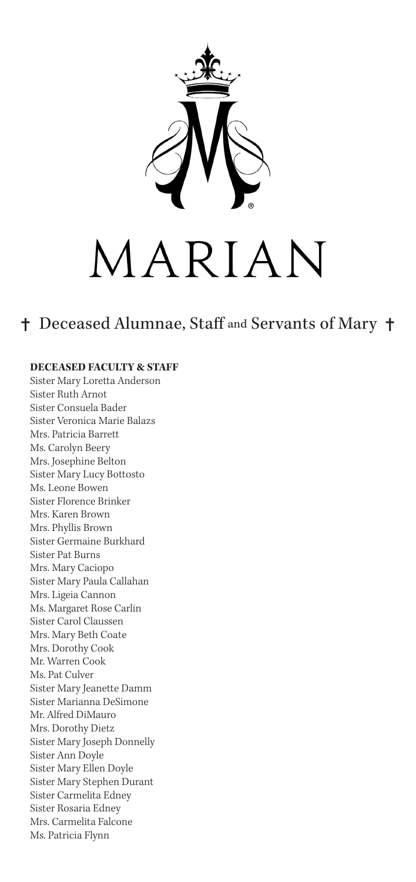# MARIAN

## † Deceased Alumnae, Staff and Servants of Mary †

**DECEASED FACULTY & STAFF**

Sister Mary Loretta Anderson
Sister Ruth Arnot
Sister Consuela Bader
Sister Veronica Marie Balazs
Mrs. Patricia Barrett
Ms. Carolyn Beery
Mrs. Josephine Belton
Sister Mary Lucy Bottosto
Ms. Leone Bowen
Sister Florence Brinker
Mrs. Karen Brown
Mrs. Phyllis Brown
Sister Germaine Burkhard
Sister Pat Burns
Mrs. Mary Caciopo
Sister Mary Paula Callahan
Mrs. Ligeia Cannon
Ms. Margaret Rose Carlin
Sister Carol Claussen
Mrs. Mary Beth Coate
Mrs. Dorothy Cook
Mr. Warren Cook
Ms. Pat Culver
Sister Mary Jeanette Damm
Sister Marianna DeSimone
Mr. Alfred DiMauro
Mrs. Dorothy Dietz
Sister Mary Joseph Donnelly
Sister Ann Doyle
Sister Mary Ellen Doyle
Sister Mary Stephen Durant
Sister Carmelita Edney
Sister Rosaria Edney
Mrs. Carmelita Falcone
Ms. Patricia Flynn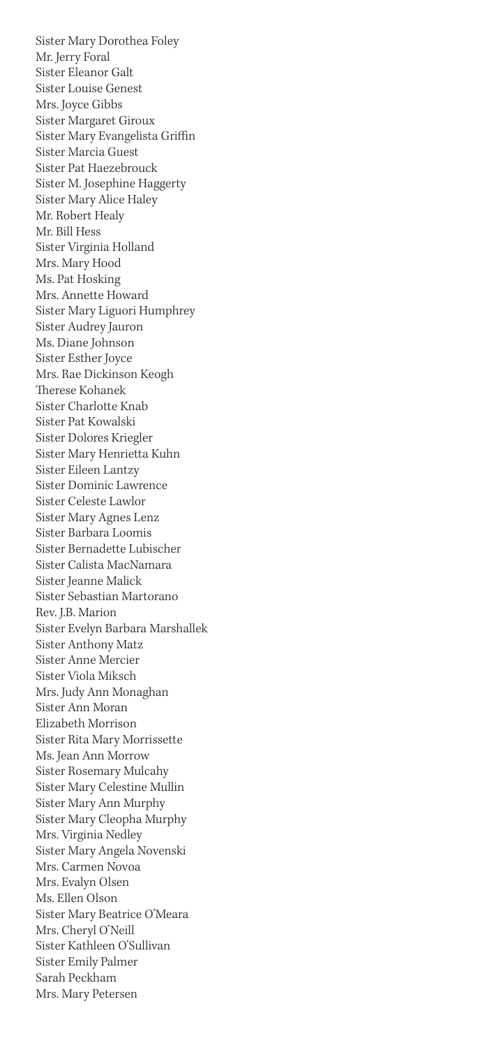Sister Mary Dorothea Foley
Mr. Jerry Foral
Sister Eleanor Galt
Sister Louise Genest
Mrs. Joyce Gibbs
Sister Margaret Giroux
Sister Mary Evangelista Griffin
Sister Marcia Guest
Sister Pat Haezebrouck
Sister M. Josephine Haggerty
Sister Mary Alice Haley
Mr. Robert Healy
Mr. Bill Hess
Sister Virginia Holland
Mrs. Mary Hood
Ms. Pat Hosking
Mrs. Annette Howard
Sister Mary Liguori Humphrey
Sister Audrey Jauron
Ms. Diane Johnson
Sister Esther Joyce
Mrs. Rae Dickinson Keogh
Therese Kohanek
Sister Charlotte Knab
Sister Pat Kowalski
Sister Dolores Kriegler
Sister Mary Henrietta Kuhn
Sister Eileen Lantzy
Sister Dominic Lawrence
Sister Celeste Lawlor
Sister Mary Agnes Lenz
Sister Barbara Loomis
Sister Bernadette Lubischer
Sister Calista MacNamara
Sister Jeanne Malick
Sister Sebastian Martorano
Rev. J.B. Marion
Sister Evelyn Barbara Marshallek
Sister Anthony Matz
Sister Anne Mercier
Sister Viola Miksch
Mrs. Judy Ann Monaghan
Sister Ann Moran
Elizabeth Morrison
Sister Rita Mary Morrissette
Ms. Jean Ann Morrow
Sister Rosemary Mulcahy
Sister Mary Celestine Mullin
Sister Mary Ann Murphy
Sister Mary Cleopha Murphy
Mrs. Virginia Nedley
Sister Mary Angela Novenski
Mrs. Carmen Novoa
Mrs. Evalyn Olsen
Ms. Ellen Olson
Sister Mary Beatrice O'Meara
Mrs. Cheryl O'Neill
Sister Kathleen O'Sullivan
Sister Emily Palmer
Sarah Peckham
Mrs. Mary Petersen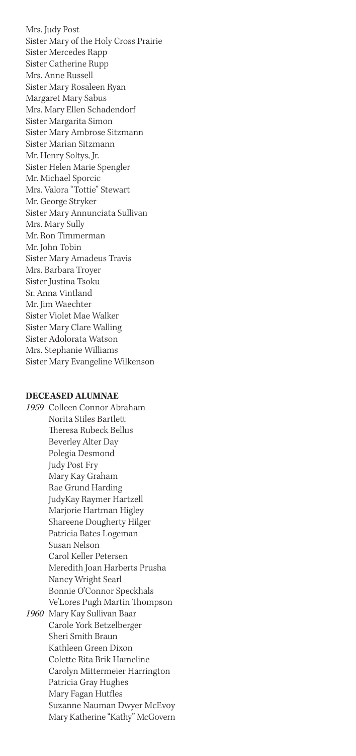Mrs. Judy Post
Sister Mary of the Holy Cross Prairie
Sister Mercedes Rapp
Sister Catherine Rupp
Mrs. Anne Russell
Sister Mary Rosaleen Ryan
Margaret Mary Sabus
Mrs. Mary Ellen Schadendorf
Sister Margarita Simon
Sister Mary Ambrose Sitzmann
Sister Marian Sitzmann
Mr. Henry Soltys, Jr.
Sister Helen Marie Spengler
Mr. Michael Sporcic
Mrs. Valora "Tottie" Stewart
Mr. George Stryker
Sister Mary Annunciata Sullivan
Mrs. Mary Sully
Mr. Ron Timmerman
Mr. John Tobin
Sister Mary Amadeus Travis
Mrs. Barbara Troyer
Sister Justina Tsoku
Sr. Anna Vintland
Mr. Jim Waechter
Sister Violet Mae Walker
Sister Mary Clare Walling
Sister Adolorata Watson
Mrs. Stephanie Williams
Sister Mary Evangeline Wilkenson

**DECEASED ALUMNAE**

*1959* Colleen Connor Abraham
Norita Stiles Bartlett
Theresa Rubeck Bellus
Beverley Alter Day
Polegia Desmond
Judy Post Fry
Mary Kay Graham
Rae Grund Harding
JudyKay Raymer Hartzell
Marjorie Hartman Higley
Shareene Dougherty Hilger
Patricia Bates Logeman
Susan Nelson
Carol Keller Petersen
Meredith Joan Harberts Prusha
Nancy Wright Searl
Bonnie O'Connor Speckhals
Ve'Lores Pugh Martin Thompson

*1960* Mary Kay Sullivan Baar
Carole York Betzelberger
Sheri Smith Braun
Kathleen Green Dixon
Colette Rita Brik Hameline
Carolyn Mittermeier Harrington
Patricia Gray Hughes
Mary Fagan Hutfles
Suzanne Nauman Dwyer McEvoy
Mary Katherine "Kathy" McGovern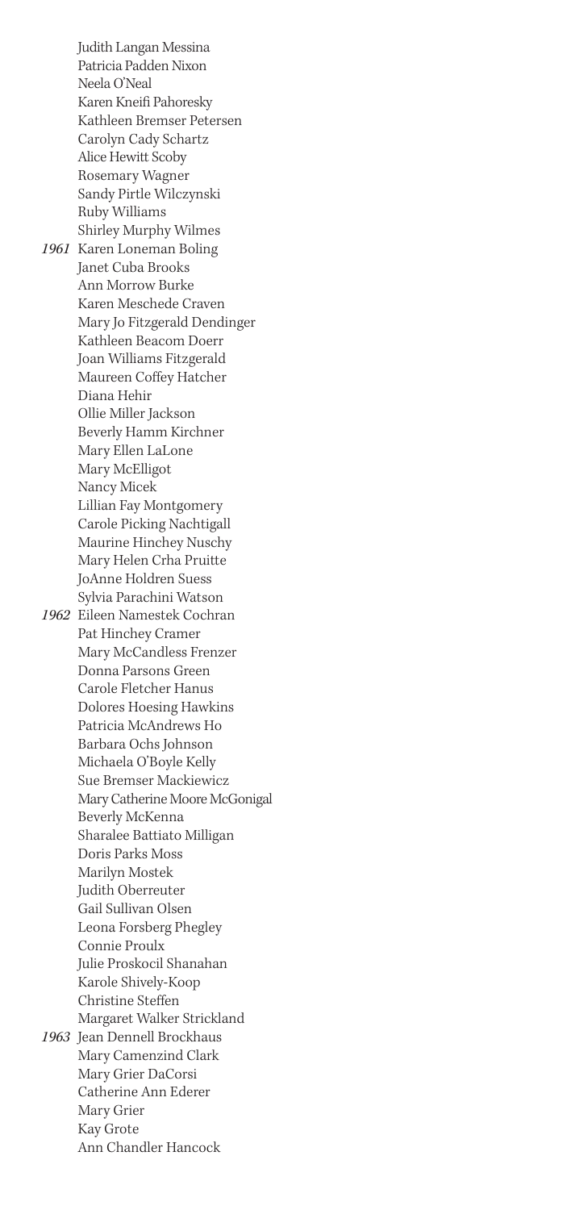Judith Langan Messina
Patricia Padden Nixon
Neela O'Neal
Karen Kneifi Pahoresky
Kathleen Bremser Petersen
Carolyn Cady Schartz
Alice Hewitt Scoby
Rosemary Wagner
Sandy Pirtle Wilczynski
Ruby Williams
Shirley Murphy Wilmes

*1961* Karen Loneman Boling
Janet Cuba Brooks
Ann Morrow Burke
Karen Meschede Craven
Mary Jo Fitzgerald Dendinger
Kathleen Beacom Doerr
Joan Williams Fitzgerald
Maureen Coffey Hatcher
Diana Hehir
Ollie Miller Jackson
Beverly Hamm Kirchner
Mary Ellen LaLone
Mary McElligot
Nancy Micek
Lillian Fay Montgomery
Carole Picking Nachtigall
Maurine Hinchey Nuschy
Mary Helen Crha Pruitte
JoAnne Holdren Suess
Sylvia Parachini Watson

*1962* Eileen Namestek Cochran
Pat Hinchey Cramer
Mary McCandless Frenzer
Donna Parsons Green
Carole Fletcher Hanus
Dolores Hoesing Hawkins
Patricia McAndrews Ho
Barbara Ochs Johnson
Michaela O'Boyle Kelly
Sue Bremser Mackiewicz
Mary Catherine Moore McGonigal
Beverly McKenna
Sharalee Battiato Milligan
Doris Parks Moss
Marilyn Mostek
Judith Oberreuter
Gail Sullivan Olsen
Leona Forsberg Phegley
Connie Proulx
Julie Proskocil Shanahan
Karole Shively-Koop
Christine Steffen
Margaret Walker Strickland

*1963* Jean Dennell Brockhaus
Mary Camenzind Clark
Mary Grier DaCorsi
Catherine Ann Ederer
Mary Grier
Kay Grote
Ann Chandler Hancock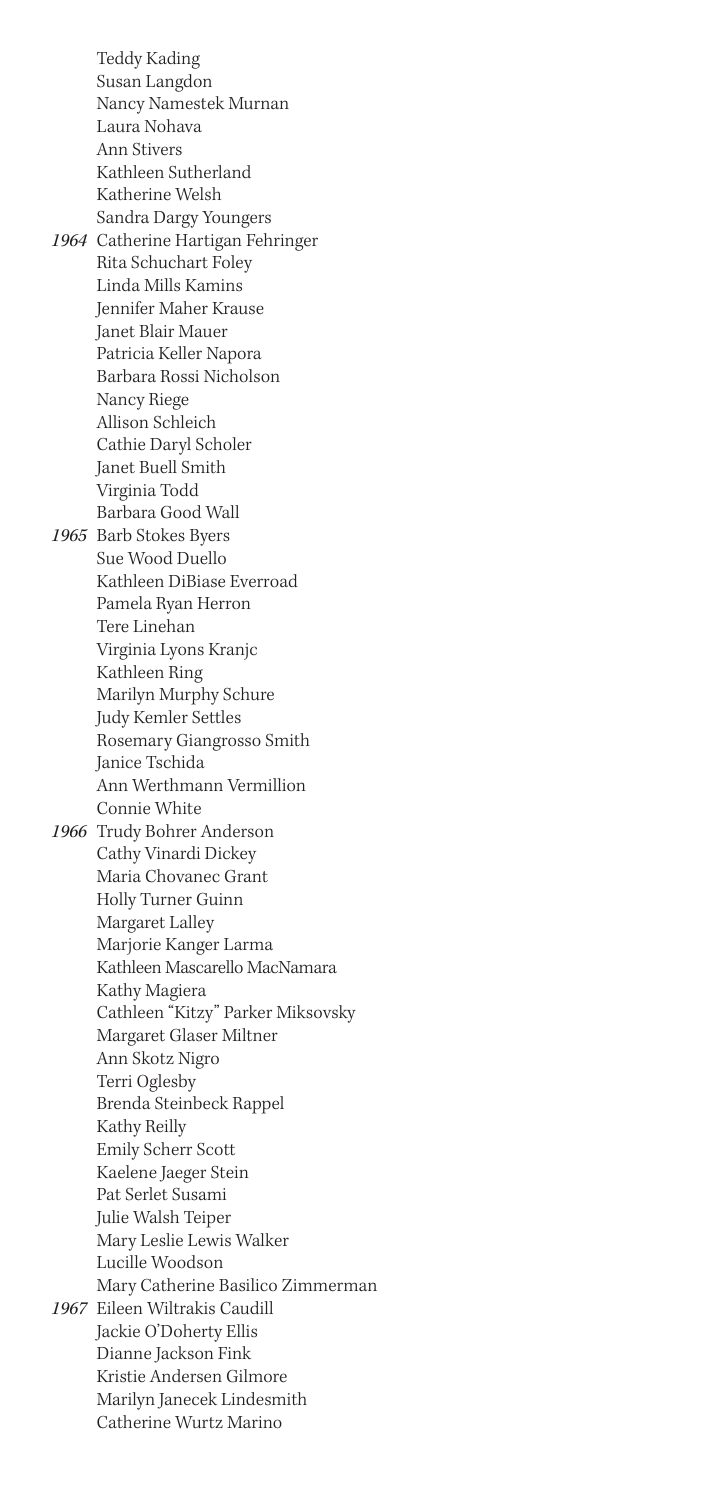Teddy Kading
Susan Langdon
Nancy Namestek Murnan
Laura Nohava
Ann Stivers
Kathleen Sutherland
Katherine Welsh
Sandra Dargy Youngers

*1964* Catherine Hartigan Fehringer
Rita Schuchart Foley
Linda Mills Kamins
Jennifer Maher Krause
Janet Blair Mauer
Patricia Keller Napora
Barbara Rossi Nicholson
Nancy Riege
Allison Schleich
Cathie Daryl Scholer
Janet Buell Smith
Virginia Todd
Barbara Good Wall

*1965* Barb Stokes Byers
Sue Wood Duello
Kathleen DiBiase Everroad
Pamela Ryan Herron
Tere Linehan
Virginia Lyons Kranjc
Kathleen Ring
Marilyn Murphy Schure
Judy Kemler Settles
Rosemary Giangrosso Smith
Janice Tschida
Ann Werthmann Vermillion
Connie White

*1966* Trudy Bohrer Anderson
Cathy Vinardi Dickey
Maria Chovanec Grant
Holly Turner Guinn
Margaret Lalley
Marjorie Kanger Larma
Kathleen Mascarello MacNamara
Kathy Magiera
Cathleen "Kitzy" Parker Miksovsky
Margaret Glaser Miltner
Ann Skotz Nigro
Terri Oglesby
Brenda Steinbeck Rappel
Kathy Reilly
Emily Scherr Scott
Kaelene Jaeger Stein
Pat Serlet Susami
Julie Walsh Teiper
Mary Leslie Lewis Walker
Lucille Woodson
Mary Catherine Basilico Zimmerman

*1967* Eileen Wiltrakis Caudill
Jackie O'Doherty Ellis
Dianne Jackson Fink
Kristie Andersen Gilmore
Marilyn Janecek Lindesmith
Catherine Wurtz Marino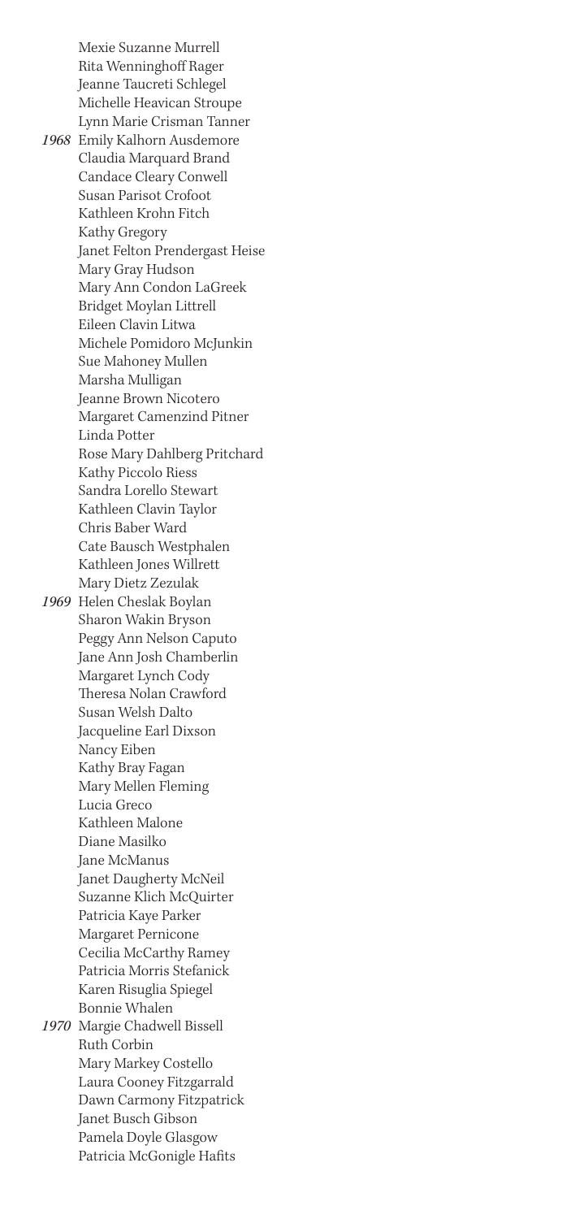Mexie Suzanne Murrell
Rita Wenninghoff Rager
Jeanne Taucreti Schlegel
Michelle Heavican Stroupe
Lynn Marie Crisman Tanner

*1968* Emily Kalhorn Ausdemore
Claudia Marquard Brand
Candace Cleary Conwell
Susan Parisot Crofoot
Kathleen Krohn Fitch
Kathy Gregory
Janet Felton Prendergast Heise
Mary Gray Hudson
Mary Ann Condon LaGreek
Bridget Moylan Littrell
Eileen Clavin Litwa
Michele Pomidoro McJunkin
Sue Mahoney Mullen
Marsha Mulligan
Jeanne Brown Nicotero
Margaret Camenzind Pitner
Linda Potter
Rose Mary Dahlberg Pritchard
Kathy Piccolo Riess
Sandra Lorello Stewart
Kathleen Clavin Taylor
Chris Baber Ward
Cate Bausch Westphalen
Kathleen Jones Willrett
Mary Dietz Zezulak

*1969* Helen Cheslak Boylan
Sharon Wakin Bryson
Peggy Ann Nelson Caputo
Jane Ann Josh Chamberlin
Margaret Lynch Cody
Theresa Nolan Crawford
Susan Welsh Dalto
Jacqueline Earl Dixson
Nancy Eiben
Kathy Bray Fagan
Mary Mellen Fleming
Lucia Greco
Kathleen Malone
Diane Masilko
Jane McManus
Janet Daugherty McNeil
Suzanne Klich McQuirter
Patricia Kaye Parker
Margaret Pernicone
Cecilia McCarthy Ramey
Patricia Morris Stefanick
Karen Risuglia Spiegel
Bonnie Whalen

*1970* Margie Chadwell Bissell
Ruth Corbin
Mary Markey Costello
Laura Cooney Fitzgarrald
Dawn Carmony Fitzpatrick
Janet Busch Gibson
Pamela Doyle Glasgow
Patricia McGonigle Hafits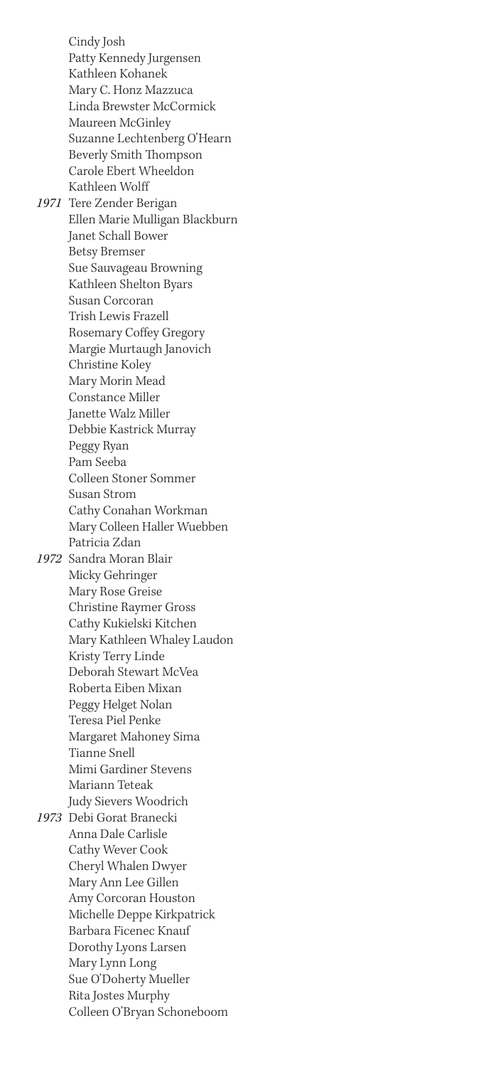Cindy Josh  
Patty Kennedy Jurgensen  
Kathleen Kohanek  
Mary C. Honz Mazzuca  
Linda Brewster McCormick  
Maureen McGinley  
Suzanne Lechtenberg O'Hearn  
Beverly Smith Thompson  
Carole Ebert Wheeldon  
Kathleen Wolff

*1971* Tere Zender Berigan  
Ellen Marie Mulligan Blackburn  
Janet Schall Bower  
Betsy Bremser  
Sue Sauvageau Browning  
Kathleen Shelton Byars  
Susan Corcoran  
Trish Lewis Frazell  
Rosemary Coffey Gregory  
Margie Murtaugh Janovich  
Christine Koley  
Mary Morin Mead  
Constance Miller  
Janette Walz Miller  
Debbie Kastrick Murray  
Peggy Ryan  
Pam Seeba  
Colleen Stoner Sommer  
Susan Strom  
Cathy Conahan Workman  
Mary Colleen Haller Wuebben  
Patricia Zdan

*1972* Sandra Moran Blair  
Micky Gehringer  
Mary Rose Greise  
Christine Raymer Gross  
Cathy Kukielski Kitchen  
Mary Kathleen Whaley Laudon  
Kristy Terry Linde  
Deborah Stewart McVea  
Roberta Eiben Mixan  
Peggy Helget Nolan  
Teresa Piel Penke  
Margaret Mahoney Sima  
Tianne Snell  
Mimi Gardiner Stevens  
Mariann Teteak  
Judy Sievers Woodrich

*1973* Debi Gorat Branecki  
Anna Dale Carlisle  
Cathy Wever Cook  
Cheryl Whalen Dwyer  
Mary Ann Lee Gillen  
Amy Corcoran Houston  
Michelle Deppe Kirkpatrick  
Barbara Ficenec Knauf  
Dorothy Lyons Larsen  
Mary Lynn Long  
Sue O'Doherty Mueller  
Rita Jostes Murphy  
Colleen O'Bryan Schoneboom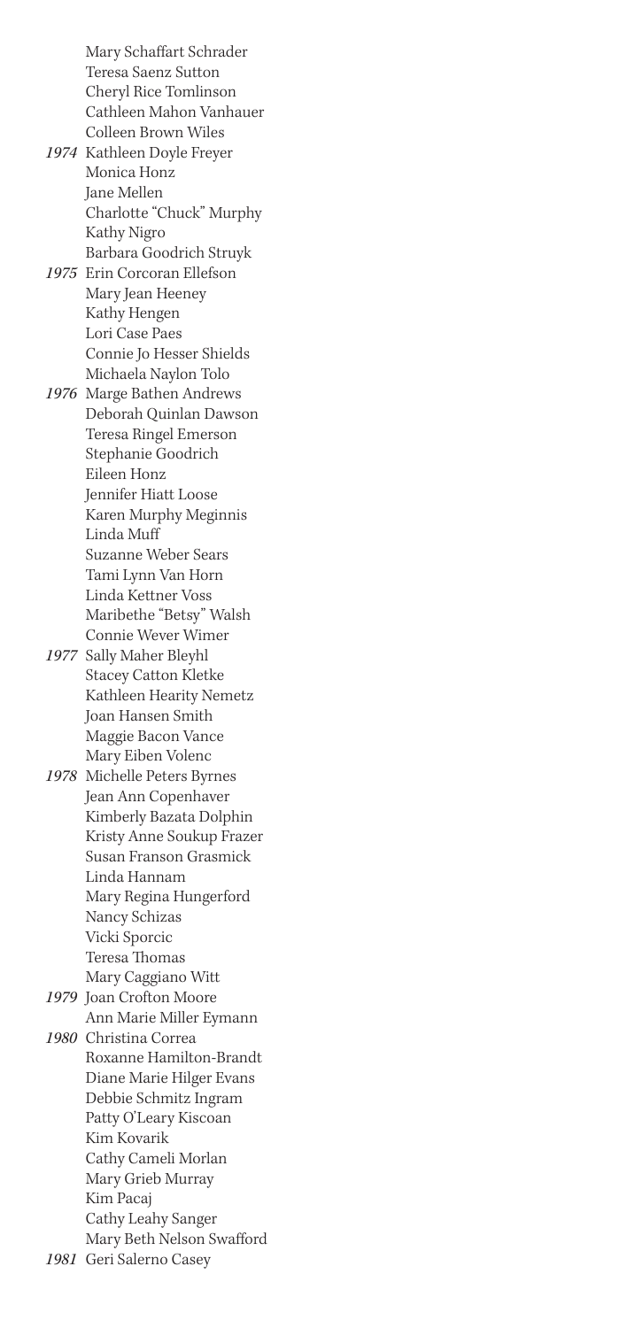Mary Schaffart Schrader
Teresa Saenz Sutton
Cheryl Rice Tomlinson
Cathleen Mahon Vanhauer
Colleen Brown Wiles

*1974* Kathleen Doyle Freyer
Monica Honz
Jane Mellen
Charlotte "Chuck" Murphy
Kathy Nigro
Barbara Goodrich Struyk

*1975* Erin Corcoran Ellefson
Mary Jean Heeney
Kathy Hengen
Lori Case Paes
Connie Jo Hesser Shields
Michaela Naylon Tolo

*1976* Marge Bathen Andrews
Deborah Quinlan Dawson
Teresa Ringel Emerson
Stephanie Goodrich
Eileen Honz
Jennifer Hiatt Loose
Karen Murphy Meginnis
Linda Muff
Suzanne Weber Sears
Tami Lynn Van Horn
Linda Kettner Voss
Maribethe "Betsy" Walsh
Connie Wever Wimer

*1977* Sally Maher Bleyhl
Stacey Catton Kletke
Kathleen Hearity Nemetz
Joan Hansen Smith
Maggie Bacon Vance
Mary Eiben Volenc

*1978* Michelle Peters Byrnes
Jean Ann Copenhaver
Kimberly Bazata Dolphin
Kristy Anne Soukup Frazer
Susan Franson Grasmick
Linda Hannam
Mary Regina Hungerford
Nancy Schizas
Vicki Sporcic
Teresa Thomas
Mary Caggiano Witt

*1979* Joan Crofton Moore
Ann Marie Miller Eymann

*1980* Christina Correa
Roxanne Hamilton-Brandt
Diane Marie Hilger Evans
Debbie Schmitz Ingram
Patty O'Leary Kiscoan
Kim Kovarik
Cathy Cameli Morlan
Mary Grieb Murray
Kim Pacaj
Cathy Leahy Sanger
Mary Beth Nelson Swafford

*1981* Geri Salerno Casey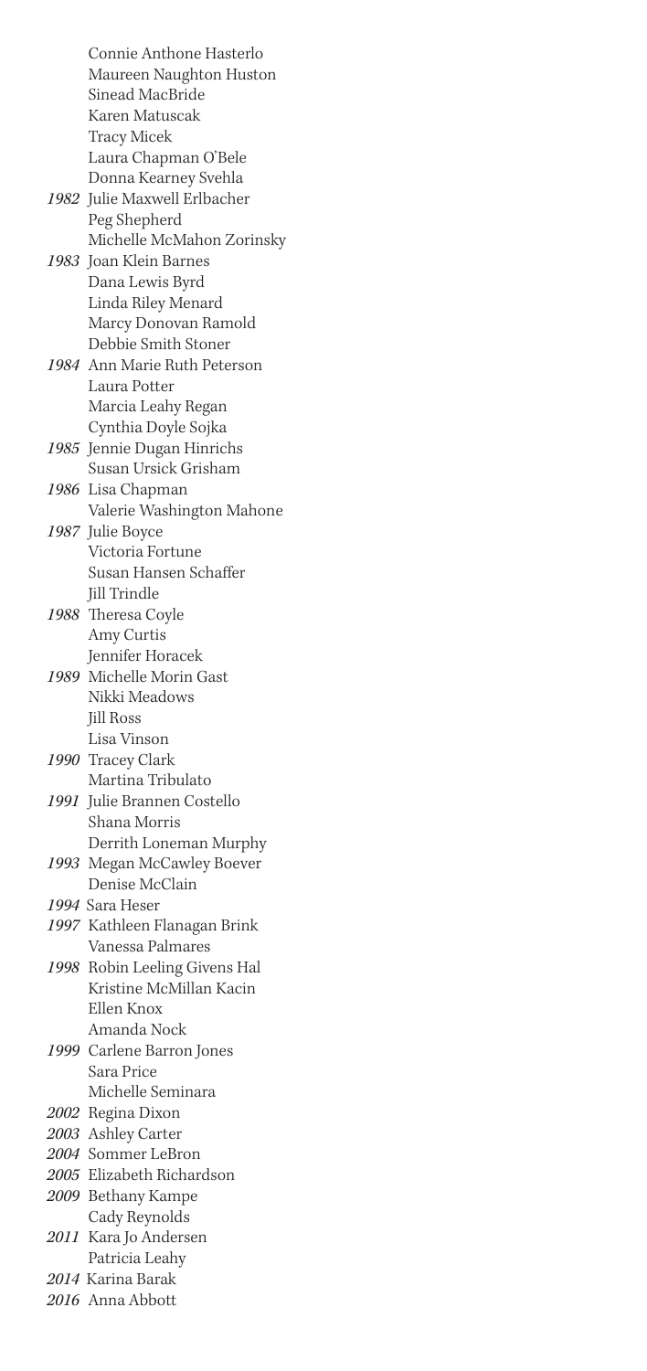Connie Anthone Hasterlo
Maureen Naughton Huston
Sinead MacBride
Karen Matuscak
Tracy Micek
Laura Chapman O'Bele
Donna Kearney Svehla

*1982* Julie Maxwell Erlbacher
Peg Shepherd
Michelle McMahon Zorinsky

*1983* Joan Klein Barnes
Dana Lewis Byrd
Linda Riley Menard
Marcy Donovan Ramold
Debbie Smith Stoner

*1984* Ann Marie Ruth Peterson
Laura Potter
Marcia Leahy Regan
Cynthia Doyle Sojka

*1985* Jennie Dugan Hinrichs
Susan Ursick Grisham

*1986* Lisa Chapman
Valerie Washington Mahone

*1987* Julie Boyce
Victoria Fortune
Susan Hansen Schaffer
Jill Trindle

*1988* Theresa Coyle
Amy Curtis
Jennifer Horacek

*1989* Michelle Morin Gast
Nikki Meadows
Jill Ross
Lisa Vinson

*1990* Tracey Clark
Martina Tribulato

*1991* Julie Brannen Costello
Shana Morris
Derrith Loneman Murphy

*1993* Megan McCawley Boever
Denise McClain

*1994* Sara Heser

*1997* Kathleen Flanagan Brink
Vanessa Palmares

*1998* Robin Leeling Givens Hal
Kristine McMillan Kacin
Ellen Knox
Amanda Nock

*1999* Carlene Barron Jones
Sara Price
Michelle Seminara

*2002* Regina Dixon

*2003* Ashley Carter

*2004* Sommer LeBron

*2005* Elizabeth Richardson

*2009* Bethany Kampe
Cady Reynolds

*2011* Kara Jo Andersen
Patricia Leahy

*2014* Karina Barak

*2016* Anna Abbott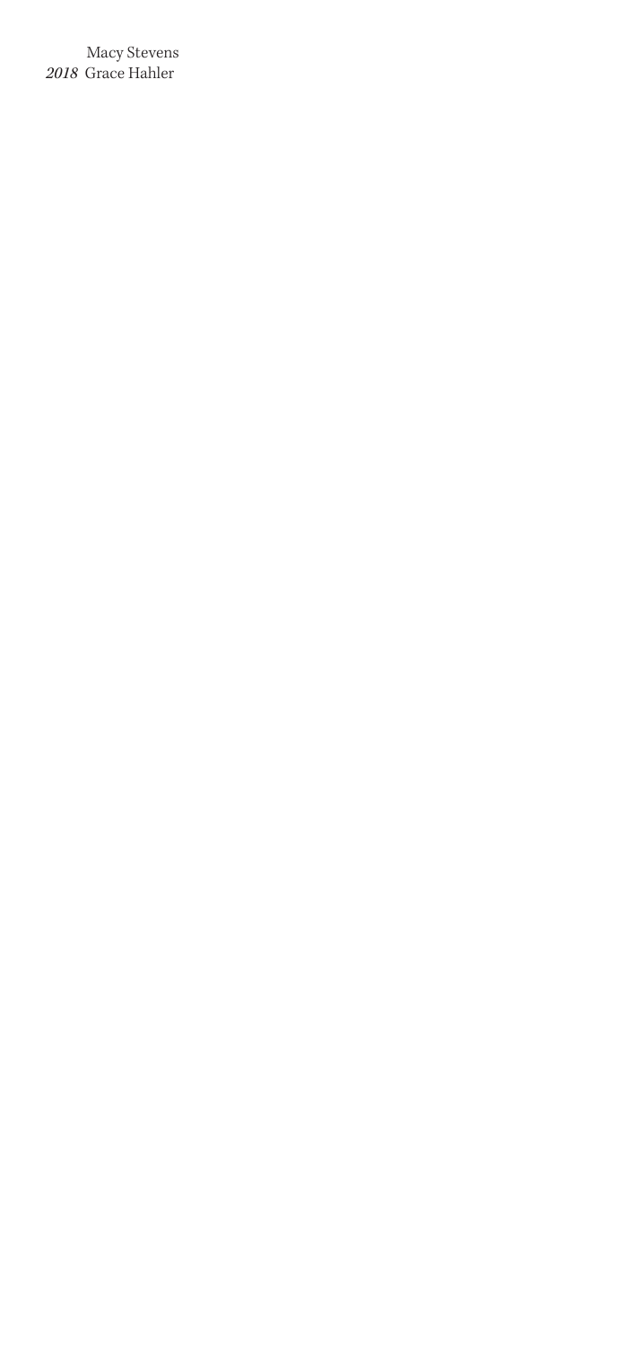Macy Stevens

*2018* Grace Hahler